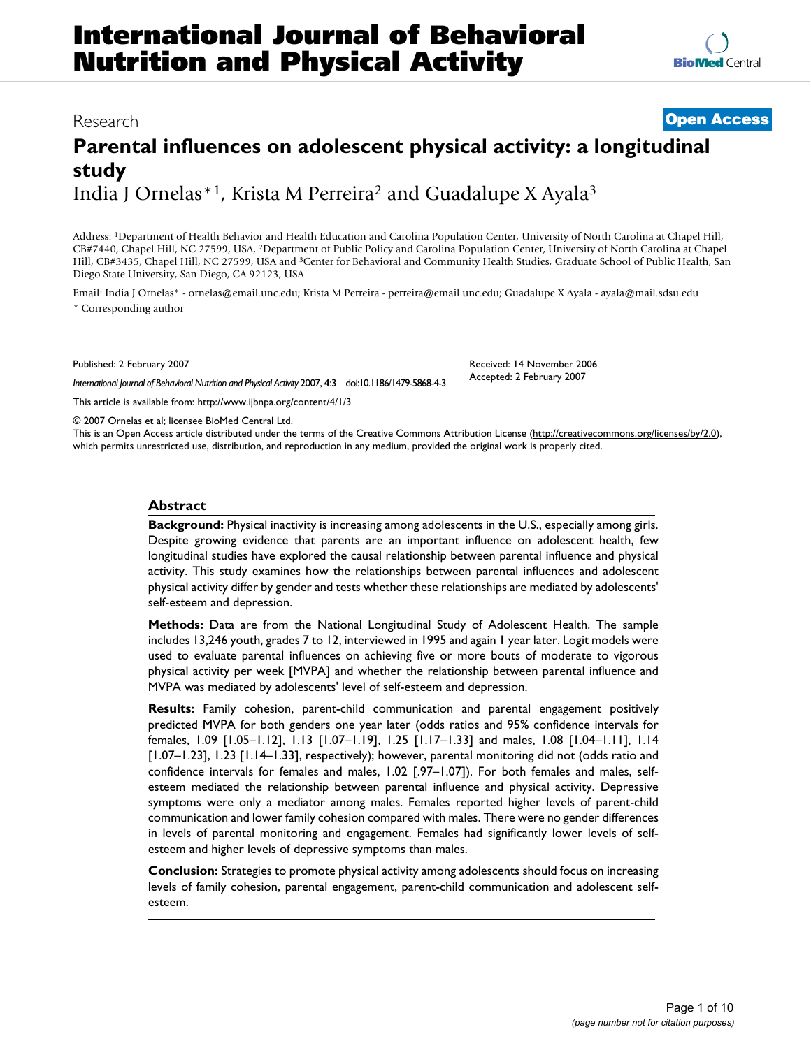# International Journal of Behavioral Nutrition and Physical Activity

Research **Open Access**

# Parental influences on adolescent physical activity: a longitudinal study

India J Ornelas*[1], Krista M Perreira[2] and Guadalupe X Ayala[3]

Address: [1]Department of Health Behavior and Health Education and Carolina Population Center, University of North Carolina at Chapel Hill, CB#7440, Chapel Hill, NC 27599, USA, [2]Department of Public Policy and Carolina Population Center, University of North Carolina at Chapel Hill, CB#3435, Chapel Hill, NC 27599, USA and [3]Center for Behavioral and Community Health Studies, Graduate School of Public Health, San Diego State University, San Diego, CA 92123, USA

Email: India J Ornelas* - ornelas@email.unc.edu; Krista M Perreira - perreira@email.unc.edu; Guadalupe X Ayala - ayala@mail.sdsu.edu

* Corresponding author

Published: 2 February 2007

*International Journal of Behavioral Nutrition and Physical Activity* 2007, **4**:3 doi:10.1186/1479-5868-4-3

Received: 14 November 2006
Accepted: 2 February 2007

This article is available from: http://www.ijbnpa.org/content/4/1/3

© 2007 Ornelas et al; licensee BioMed Central Ltd.
This is an Open Access article distributed under the terms of the Creative Commons Attribution License (http://creativecommons.org/licenses/by/2.0), which permits unrestricted use, distribution, and reproduction in any medium, provided the original work is properly cited.

## Abstract

**Background:** Physical inactivity is increasing among adolescents in the U.S., especially among girls. Despite growing evidence that parents are an important influence on adolescent health, few longitudinal studies have explored the causal relationship between parental influence and physical activity. This study examines how the relationships between parental influences and adolescent physical activity differ by gender and tests whether these relationships are mediated by adolescents' self-esteem and depression.

**Methods:** Data are from the National Longitudinal Study of Adolescent Health. The sample includes 13,246 youth, grades 7 to 12, interviewed in 1995 and again 1 year later. Logit models were used to evaluate parental influences on achieving five or more bouts of moderate to vigorous physical activity per week [MVPA] and whether the relationship between parental influence and MVPA was mediated by adolescents' level of self-esteem and depression.

**Results:** Family cohesion, parent-child communication and parental engagement positively predicted MVPA for both genders one year later (odds ratios and 95% confidence intervals for females, 1.09 [1.05–1.12], 1.13 [1.07–1.19], 1.25 [1.17–1.33] and males, 1.08 [1.04–1.11], 1.14 [1.07–1.23], 1.23 [1.14–1.33], respectively); however, parental monitoring did not (odds ratio and confidence intervals for females and males, 1.02 [.97–1.07]). For both females and males, self-esteem mediated the relationship between parental influence and physical activity. Depressive symptoms were only a mediator among males. Females reported higher levels of parent-child communication and lower family cohesion compared with males. There were no gender differences in levels of parental monitoring and engagement. Females had significantly lower levels of self-esteem and higher levels of depressive symptoms than males.

**Conclusion:** Strategies to promote physical activity among adolescents should focus on increasing levels of family cohesion, parental engagement, parent-child communication and adolescent self-esteem.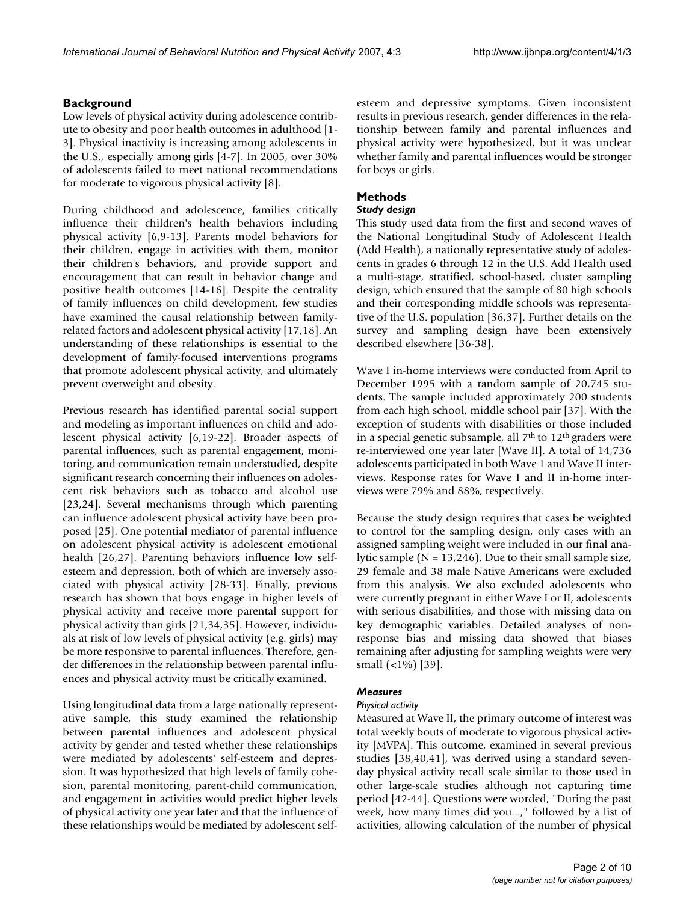## Background

Low levels of physical activity during adolescence contribute to obesity and poor health outcomes in adulthood [1-3]. Physical inactivity is increasing among adolescents in the U.S., especially among girls [4-7]. In 2005, over 30% of adolescents failed to meet national recommendations for moderate to vigorous physical activity [8].

During childhood and adolescence, families critically influence their children's health behaviors including physical activity [6,9-13]. Parents model behaviors for their children, engage in activities with them, monitor their children's behaviors, and provide support and encouragement that can result in behavior change and positive health outcomes [14-16]. Despite the centrality of family influences on child development, few studies have examined the causal relationship between family-related factors and adolescent physical activity [17,18]. An understanding of these relationships is essential to the development of family-focused interventions programs that promote adolescent physical activity, and ultimately prevent overweight and obesity.

Previous research has identified parental social support and modeling as important influences on child and adolescent physical activity [6,19-22]. Broader aspects of parental influences, such as parental engagement, monitoring, and communication remain understudied, despite significant research concerning their influences on adolescent risk behaviors such as tobacco and alcohol use [23,24]. Several mechanisms through which parenting can influence adolescent physical activity have been proposed [25]. One potential mediator of parental influence on adolescent physical activity is adolescent emotional health [26,27]. Parenting behaviors influence low self-esteem and depression, both of which are inversely associated with physical activity [28-33]. Finally, previous research has shown that boys engage in higher levels of physical activity and receive more parental support for physical activity than girls [21,34,35]. However, individuals at risk of low levels of physical activity (e.g. girls) may be more responsive to parental influences. Therefore, gender differences in the relationship between parental influences and physical activity must be critically examined.

Using longitudinal data from a large nationally representative sample, this study examined the relationship between parental influences and adolescent physical activity by gender and tested whether these relationships were mediated by adolescents' self-esteem and depression. It was hypothesized that high levels of family cohesion, parental monitoring, parent-child communication, and engagement in activities would predict higher levels of physical activity one year later and that the influence of these relationships would be mediated by adolescent self-esteem and depressive symptoms. Given inconsistent results in previous research, gender differences in the relationship between family and parental influences and physical activity were hypothesized, but it was unclear whether family and parental influences would be stronger for boys or girls.

## Methods

### *Study design*

This study used data from the first and second waves of the National Longitudinal Study of Adolescent Health (Add Health), a nationally representative study of adolescents in grades 6 through 12 in the U.S. Add Health used a multi-stage, stratified, school-based, cluster sampling design, which ensured that the sample of 80 high schools and their corresponding middle schools was representative of the U.S. population [36,37]. Further details on the survey and sampling design have been extensively described elsewhere [36-38].

Wave I in-home interviews were conducted from April to December 1995 with a random sample of 20,745 students. The sample included approximately 200 students from each high school, middle school pair [37]. With the exception of students with disabilities or those included in a special genetic subsample, all 7th to 12th graders were re-interviewed one year later [Wave II]. A total of 14,736 adolescents participated in both Wave 1 and Wave II interviews. Response rates for Wave I and II in-home interviews were 79% and 88%, respectively.

Because the study design requires that cases be weighted to control for the sampling design, only cases with an assigned sampling weight were included in our final analytic sample (N = 13,246). Due to their small sample size, 29 female and 38 male Native Americans were excluded from this analysis. We also excluded adolescents who were currently pregnant in either Wave I or II, adolescents with serious disabilities, and those with missing data on key demographic variables. Detailed analyses of non-response bias and missing data showed that biases remaining after adjusting for sampling weights were very small (<1%) [39].

### *Measures*

#### *Physical activity*

Measured at Wave II, the primary outcome of interest was total weekly bouts of moderate to vigorous physical activity [MVPA]. This outcome, examined in several previous studies [38,40,41], was derived using a standard seven-day physical activity recall scale similar to those used in other large-scale studies although not capturing time period [42-44]. Questions were worded, "During the past week, how many times did you...," followed by a list of activities, allowing calculation of the number of physical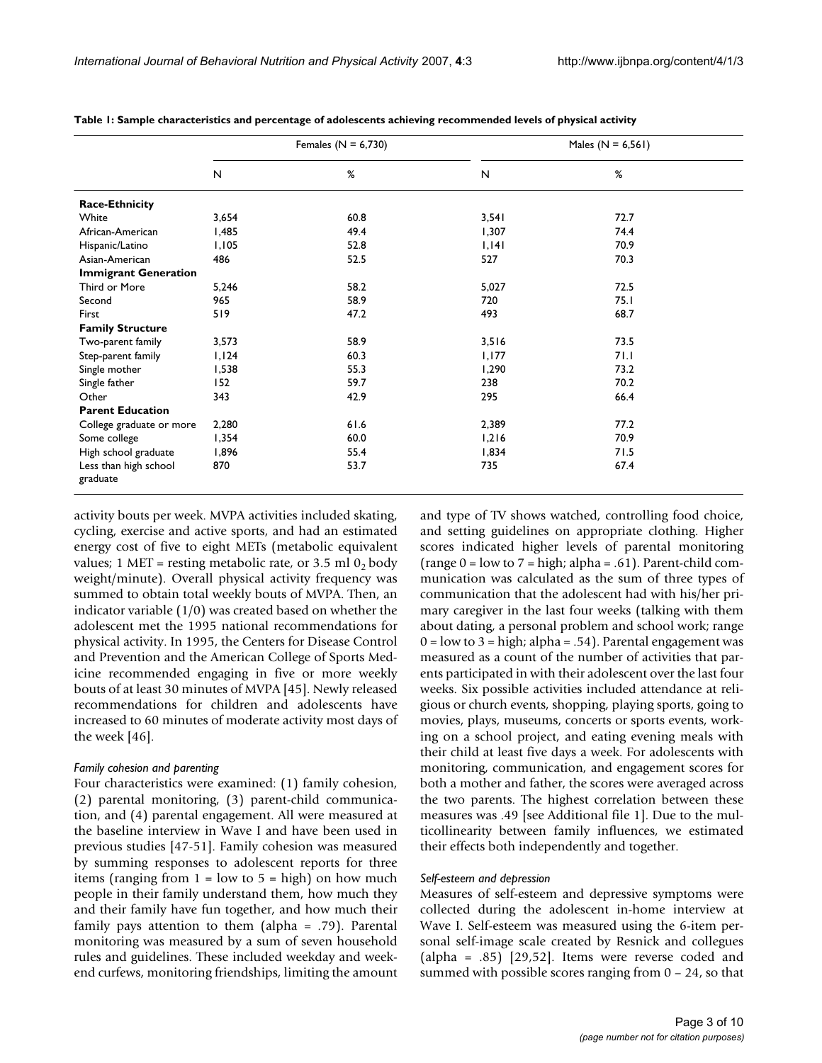**Table 1: Sample characteristics and percentage of adolescents achieving recommended levels of physical activity**

| | Females (N = 6,730) | | Males (N = 6,561) | |
|---|---|---|---|---|
| | N | % | N | % |
| **Race-Ethnicity** | | | | |
| White | 3,654 | 60.8 | 3,541 | 72.7 |
| African-American | 1,485 | 49.4 | 1,307 | 74.4 |
| Hispanic/Latino | 1,105 | 52.8 | 1,141 | 70.9 |
| Asian-American | 486 | 52.5 | 527 | 70.3 |
| **Immigrant Generation** | | | | |
| Third or More | 5,246 | 58.2 | 5,027 | 72.5 |
| Second | 965 | 58.9 | 720 | 75.1 |
| First | 519 | 47.2 | 493 | 68.7 |
| **Family Structure** | | | | |
| Two-parent family | 3,573 | 58.9 | 3,516 | 73.5 |
| Step-parent family | 1,124 | 60.3 | 1,177 | 71.1 |
| Single mother | 1,538 | 55.3 | 1,290 | 73.2 |
| Single father | 152 | 59.7 | 238 | 70.2 |
| Other | 343 | 42.9 | 295 | 66.4 |
| **Parent Education** | | | | |
| College graduate or more | 2,280 | 61.6 | 2,389 | 77.2 |
| Some college | 1,354 | 60.0 | 1,216 | 70.9 |
| High school graduate | 1,896 | 55.4 | 1,834 | 71.5 |
| Less than high school graduate | 870 | 53.7 | 735 | 67.4 |

activity bouts per week. MVPA activities included skating, cycling, exercise and active sports, and had an estimated energy cost of five to eight METs (metabolic equivalent values; 1 MET = resting metabolic rate, or 3.5 ml $0_2$ body weight/minute). Overall physical activity frequency was summed to obtain total weekly bouts of MVPA. Then, an indicator variable (1/0) was created based on whether the adolescent met the 1995 national recommendations for physical activity. In 1995, the Centers for Disease Control and Prevention and the American College of Sports Medicine recommended engaging in five or more weekly bouts of at least 30 minutes of MVPA [45]. Newly released recommendations for children and adolescents have increased to 60 minutes of moderate activity most days of the week [46].

### *Family cohesion and parenting*

Four characteristics were examined: (1) family cohesion, (2) parental monitoring, (3) parent-child communication, and (4) parental engagement. All were measured at the baseline interview in Wave I and have been used in previous studies [47-51]. Family cohesion was measured by summing responses to adolescent reports for three items (ranging from 1 = low to 5 = high) on how much people in their family understand them, how much they and their family have fun together, and how much their family pays attention to them (alpha = .79). Parental monitoring was measured by a sum of seven household rules and guidelines. These included weekday and weekend curfews, monitoring friendships, limiting the amount and type of TV shows watched, controlling food choice, and setting guidelines on appropriate clothing. Higher scores indicated higher levels of parental monitoring (range 0 = low to 7 = high; alpha = .61). Parent-child communication was calculated as the sum of three types of communication that the adolescent had with his/her primary caregiver in the last four weeks (talking with them about dating, a personal problem and school work; range 0 = low to 3 = high; alpha = .54). Parental engagement was measured as a count of the number of activities that parents participated in with their adolescent over the last four weeks. Six possible activities included attendance at religious or church events, shopping, playing sports, going to movies, plays, museums, concerts or sports events, working on a school project, and eating evening meals with their child at least five days a week. For adolescents with monitoring, communication, and engagement scores for both a mother and father, the scores were averaged across the two parents. The highest correlation between these measures was .49 [see Additional file 1]. Due to the multicollinearity between family influences, we estimated their effects both independently and together.

### *Self-esteem and depression*

Measures of self-esteem and depressive symptoms were collected during the adolescent in-home interview at Wave I. Self-esteem was measured using the 6-item personal self-image scale created by Resnick and collegues (alpha = .85) [29,52]. Items were reverse coded and summed with possible scores ranging from 0 – 24, so that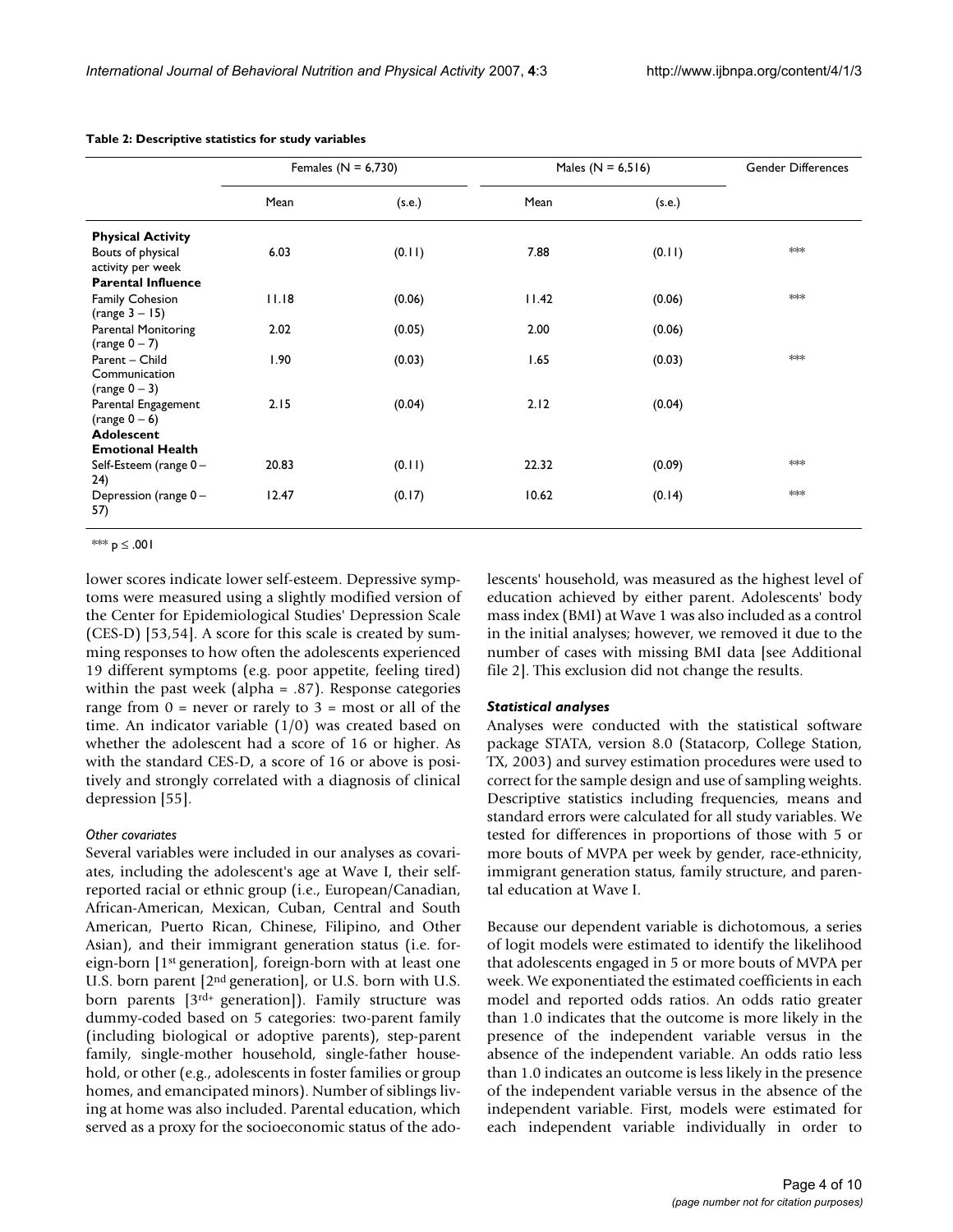**Table 2: Descriptive statistics for study variables**

| | Females (N = 6,730) | | Males (N = 6,516) | | Gender Differences |
|---|---|---|---|---|---|
| | Mean | (s.e.) | Mean | (s.e.) | |
| **Physical Activity** | | | | | |
| Bouts of physical activity per week | 6.03 | (0.11) | 7.88 | (0.11) | *** |
| **Parental Influence** | | | | | |
| Family Cohesion (range 3 – 15) | 11.18 | (0.06) | 11.42 | (0.06) | *** |
| Parental Monitoring (range 0 – 7) | 2.02 | (0.05) | 2.00 | (0.06) | |
| Parent – Child Communication (range 0 – 3) | 1.90 | (0.03) | 1.65 | (0.03) | *** |
| Parental Engagement (range 0 – 6) | 2.15 | (0.04) | 2.12 | (0.04) | |
| **Adolescent Emotional Health** | | | | | |
| Self-Esteem (range 0 – 24) | 20.83 | (0.11) | 22.32 | (0.09) | *** |
| Depression (range 0 – 57) | 12.47 | (0.17) | 10.62 | (0.14) | *** |

*** $p \leq .001$

lower scores indicate lower self-esteem. Depressive symptoms were measured using a slightly modified version of the Center for Epidemiological Studies' Depression Scale (CES-D) [53,54]. A score for this scale is created by summing responses to how often the adolescents experienced 19 different symptoms (e.g. poor appetite, feeling tired) within the past week (alpha = .87). Response categories range from 0 = never or rarely to 3 = most or all of the time. An indicator variable (1/0) was created based on whether the adolescent had a score of 16 or higher. As with the standard CES-D, a score of 16 or above is positively and strongly correlated with a diagnosis of clinical depression [55].

*Other covariates*

Several variables were included in our analyses as covariates, including the adolescent's age at Wave I, their self-reported racial or ethnic group (i.e., European/Canadian, African-American, Mexican, Cuban, Central and South American, Puerto Rican, Chinese, Filipino, and Other Asian), and their immigrant generation status (i.e. foreign-born [1st generation], foreign-born with at least one U.S. born parent [2nd generation], or U.S. born with U.S. born parents [3rd+ generation]). Family structure was dummy-coded based on 5 categories: two-parent family (including biological or adoptive parents), step-parent family, single-mother household, single-father household, or other (e.g., adolescents in foster families or group homes, and emancipated minors). Number of siblings living at home was also included. Parental education, which served as a proxy for the socioeconomic status of the adolescents' household, was measured as the highest level of education achieved by either parent. Adolescents' body mass index (BMI) at Wave 1 was also included as a control in the initial analyses; however, we removed it due to the number of cases with missing BMI data [see Additional file 2]. This exclusion did not change the results.

### *Statistical analyses*

Analyses were conducted with the statistical software package STATA, version 8.0 (Statacorp, College Station, TX, 2003) and survey estimation procedures were used to correct for the sample design and use of sampling weights. Descriptive statistics including frequencies, means and standard errors were calculated for all study variables. We tested for differences in proportions of those with 5 or more bouts of MVPA per week by gender, race-ethnicity, immigrant generation status, family structure, and parental education at Wave I.

Because our dependent variable is dichotomous, a series of logit models were estimated to identify the likelihood that adolescents engaged in 5 or more bouts of MVPA per week. We exponentiated the estimated coefficients in each model and reported odds ratios. An odds ratio greater than 1.0 indicates that the outcome is more likely in the presence of the independent variable versus in the absence of the independent variable. An odds ratio less than 1.0 indicates an outcome is less likely in the presence of the independent variable versus in the absence of the independent variable. First, models were estimated for each independent variable individually in order to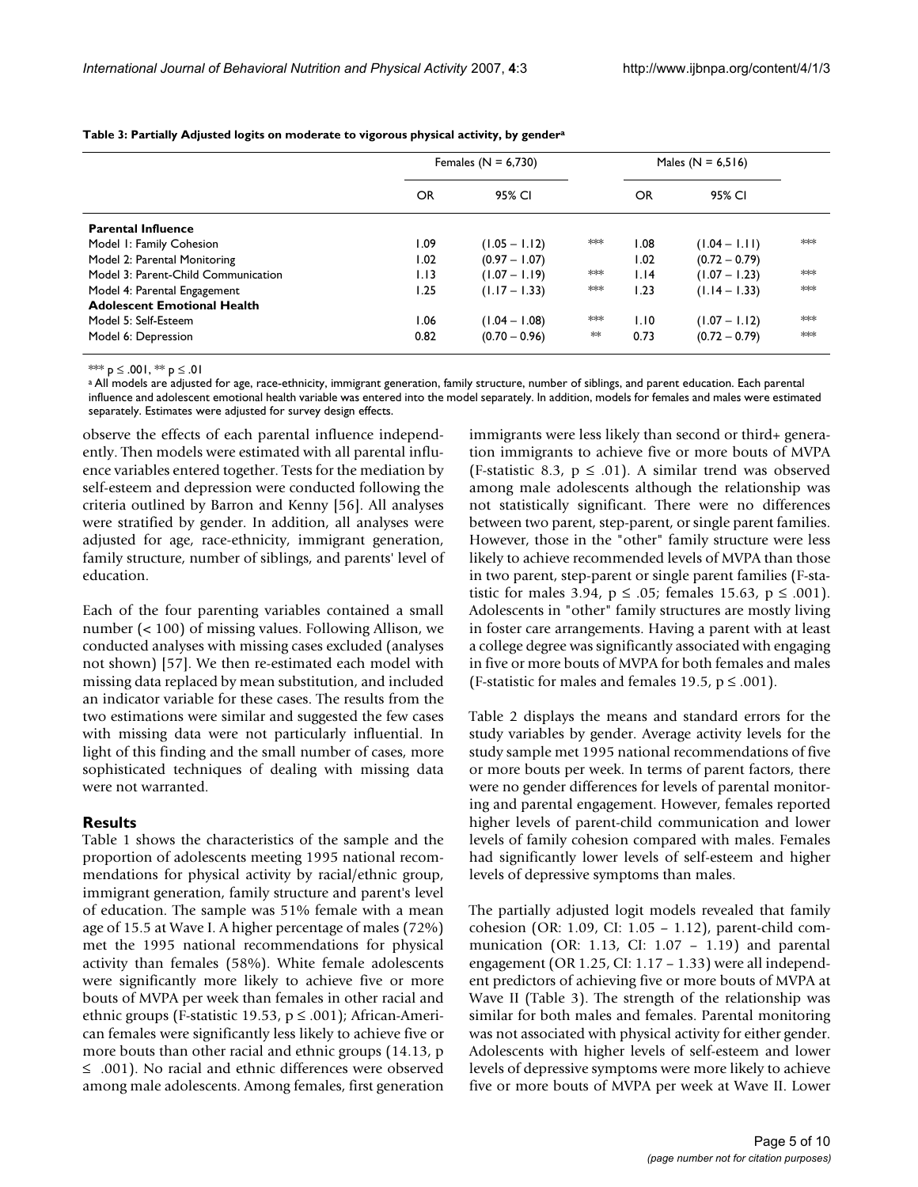**Table 3: Partially Adjusted logits on moderate to vigorous physical activity, by gender[a]**

| | Females (N = 6,730) | | | Males (N = 6,516) | | |
|---|---|---|---|---|---|---|
| | OR | 95% CI | | OR | 95% CI | |
| **Parental Influence** | | | | | | |
| Model 1: Family Cohesion | 1.09 | (1.05 – 1.12) | *** | 1.08 | (1.04 – 1.11) | *** |
| Model 2: Parental Monitoring | 1.02 | (0.97 – 1.07) | | 1.02 | (0.72 – 0.79) | |
| Model 3: Parent-Child Communication | 1.13 | (1.07 – 1.19) | *** | 1.14 | (1.07 – 1.23) | *** |
| Model 4: Parental Engagement | 1.25 | (1.17 – 1.33) | *** | 1.23 | (1.14 – 1.33) | *** |
| **Adolescent Emotional Health** | | | | | | |
| Model 5: Self-Esteem | 1.06 | (1.04 – 1.08) | *** | 1.10 | (1.07 – 1.12) | *** |
| Model 6: Depression | 0.82 | (0.70 – 0.96) | ** | 0.73 | (0.72 – 0.79) | *** |

*** p ≤ .001, ** p ≤ .01

[a] All models are adjusted for age, race-ethnicity, immigrant generation, family structure, number of siblings, and parent education. Each parental influence and adolescent emotional health variable was entered into the model separately. In addition, models for females and males were estimated separately. Estimates were adjusted for survey design effects.

observe the effects of each parental influence independently. Then models were estimated with all parental influence variables entered together. Tests for the mediation by self-esteem and depression were conducted following the criteria outlined by Barron and Kenny [56]. All analyses were stratified by gender. In addition, all analyses were adjusted for age, race-ethnicity, immigrant generation, family structure, number of siblings, and parents' level of education.

Each of the four parenting variables contained a small number (< 100) of missing values. Following Allison, we conducted analyses with missing cases excluded (analyses not shown) [57]. We then re-estimated each model with missing data replaced by mean substitution, and included an indicator variable for these cases. The results from the two estimations were similar and suggested the few cases with missing data were not particularly influential. In light of this finding and the small number of cases, more sophisticated techniques of dealing with missing data were not warranted.

## Results

Table 1 shows the characteristics of the sample and the proportion of adolescents meeting 1995 national recommendations for physical activity by racial/ethnic group, immigrant generation, family structure and parent's level of education. The sample was 51% female with a mean age of 15.5 at Wave I. A higher percentage of males (72%) met the 1995 national recommendations for physical activity than females (58%). White female adolescents were significantly more likely to achieve five or more bouts of MVPA per week than females in other racial and ethnic groups (F-statistic 19.53, p ≤ .001); African-American females were significantly less likely to achieve five or more bouts than other racial and ethnic groups (14.13, p ≤ .001). No racial and ethnic differences were observed among male adolescents. Among females, first generation immigrants were less likely than second or third+ generation immigrants to achieve five or more bouts of MVPA (F-statistic 8.3, p ≤ .01). A similar trend was observed among male adolescents although the relationship was not statistically significant. There were no differences between two parent, step-parent, or single parent families. However, those in the "other" family structure were less likely to achieve recommended levels of MVPA than those in two parent, step-parent or single parent families (F-statistic for males 3.94, p ≤ .05; females 15.63, p ≤ .001). Adolescents in "other" family structures are mostly living in foster care arrangements. Having a parent with at least a college degree was significantly associated with engaging in five or more bouts of MVPA for both females and males (F-statistic for males and females 19.5, p ≤ .001).

Table 2 displays the means and standard errors for the study variables by gender. Average activity levels for the study sample met 1995 national recommendations of five or more bouts per week. In terms of parent factors, there were no gender differences for levels of parental monitoring and parental engagement. However, females reported higher levels of parent-child communication and lower levels of family cohesion compared with males. Females had significantly lower levels of self-esteem and higher levels of depressive symptoms than males.

The partially adjusted logit models revealed that family cohesion (OR: 1.09, CI: 1.05 – 1.12), parent-child communication (OR: 1.13, CI: 1.07 – 1.19) and parental engagement (OR 1.25, CI: 1.17 – 1.33) were all independent predictors of achieving five or more bouts of MVPA at Wave II (Table 3). The strength of the relationship was similar for both males and females. Parental monitoring was not associated with physical activity for either gender. Adolescents with higher levels of self-esteem and lower levels of depressive symptoms were more likely to achieve five or more bouts of MVPA per week at Wave II. Lower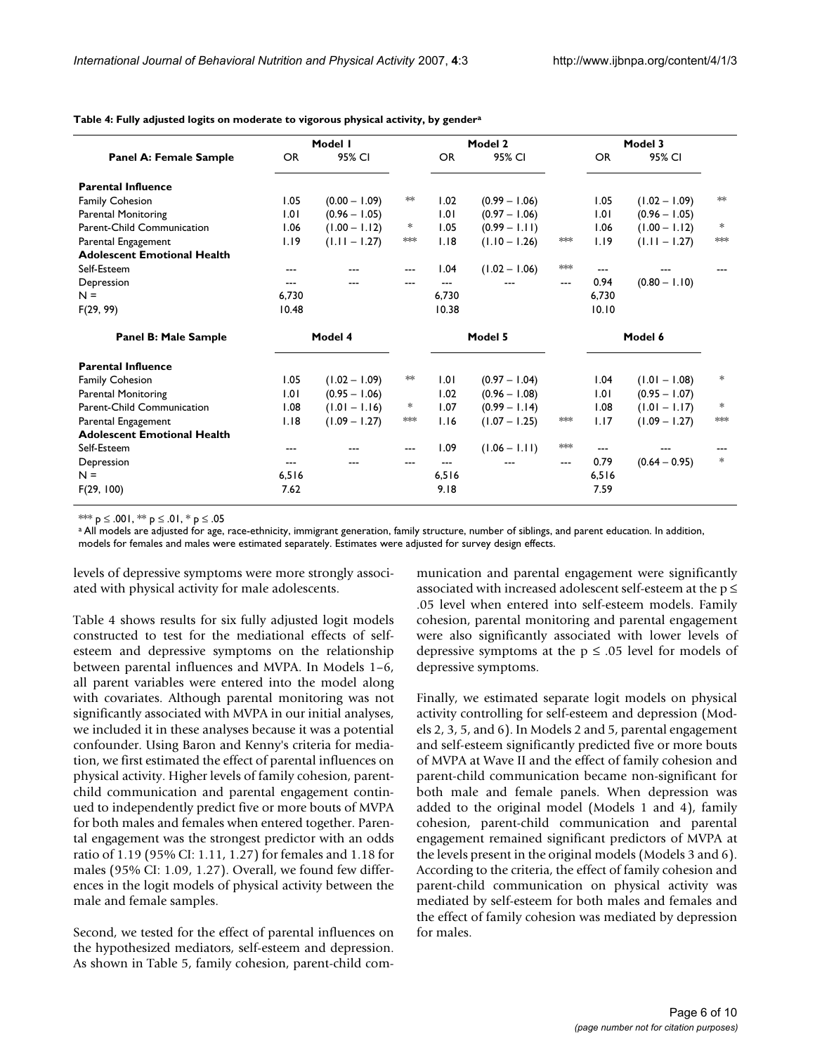**Table 4: Fully adjusted logits on moderate to vigorous physical activity, by gender[a]**

| | Model 1 | | | Model 2 | | | Model 3 | | |
|---|---|---|---|---|---|---|---|---|---|
| **Panel A: Female Sample** | OR | 95% CI | | OR | 95% CI | | OR | 95% CI | |
| **Parental Influence** | | | | | | | | | |
| Family Cohesion | 1.05 | (0.00 – 1.09) | ** | 1.02 | (0.99 – 1.06) | | 1.05 | (1.02 – 1.09) | ** |
| Parental Monitoring | 1.01 | (0.96 – 1.05) | | 1.01 | (0.97 – 1.06) | | 1.01 | (0.96 – 1.05) | |
| Parent-Child Communication | 1.06 | (1.00 – 1.12) | * | 1.05 | (0.99 – 1.11) | | 1.06 | (1.00 – 1.12) | * |
| Parental Engagement | 1.19 | (1.11 – 1.27) | *** | 1.18 | (1.10 – 1.26) | *** | 1.19 | (1.11 – 1.27) | *** |
| **Adolescent Emotional Health** | | | | | | | | | |
| Self-Esteem | --- | --- | --- | 1.04 | (1.02 – 1.06) | *** | --- | --- | --- |
| Depression | --- | --- | --- | --- | --- | --- | 0.94 | (0.80 – 1.10) | |
| N = | 6,730 | | | 6,730 | | | 6,730 | | |
| F(29, 99) | 10.48 | | | 10.38 | | | 10.10 | | |
| **Panel B: Male Sample** | **Model 4** | | | **Model 5** | | | **Model 6** | | |
| **Parental Influence** | | | | | | | | | |
| Family Cohesion | 1.05 | (1.02 – 1.09) | ** | 1.01 | (0.97 – 1.04) | | 1.04 | (1.01 – 1.08) | * |
| Parental Monitoring | 1.01 | (0.95 – 1.06) | | 1.02 | (0.96 – 1.08) | | 1.01 | (0.95 – 1.07) | |
| Parent-Child Communication | 1.08 | (1.01 – 1.16) | * | 1.07 | (0.99 – 1.14) | | 1.08 | (1.01 – 1.17) | * |
| Parental Engagement | 1.18 | (1.09 – 1.27) | *** | 1.16 | (1.07 – 1.25) | *** | 1.17 | (1.09 – 1.27) | *** |
| **Adolescent Emotional Health** | | | | | | | | | |
| Self-Esteem | --- | --- | --- | 1.09 | (1.06 – 1.11) | *** | --- | --- | --- |
| Depression | --- | --- | --- | --- | --- | --- | 0.79 | (0.64 – 0.95) | * |
| N = | 6,516 | | | 6,516 | | | 6,516 | | |
| F(29, 100) | 7.62 | | | 9.18 | | | 7.59 | | |

*** p ≤ .001, ** p ≤ .01, * p ≤ .05

[a] All models are adjusted for age, race-ethnicity, immigrant generation, family structure, number of siblings, and parent education. In addition, models for females and males were estimated separately. Estimates were adjusted for survey design effects.

levels of depressive symptoms were more strongly associated with physical activity for male adolescents.

Table 4 shows results for six fully adjusted logit models constructed to test for the mediational effects of self-esteem and depressive symptoms on the relationship between parental influences and MVPA. In Models 1–6, all parent variables were entered into the model along with covariates. Although parental monitoring was not significantly associated with MVPA in our initial analyses, we included it in these analyses because it was a potential confounder. Using Baron and Kenny's criteria for mediation, we first estimated the effect of parental influences on physical activity. Higher levels of family cohesion, parent-child communication and parental engagement continued to independently predict five or more bouts of MVPA for both males and females when entered together. Parental engagement was the strongest predictor with an odds ratio of 1.19 (95% CI: 1.11, 1.27) for females and 1.18 for males (95% CI: 1.09, 1.27). Overall, we found few differences in the logit models of physical activity between the male and female samples.

Second, we tested for the effect of parental influences on the hypothesized mediators, self-esteem and depression. As shown in Table 5, family cohesion, parent-child communication and parental engagement were significantly associated with increased adolescent self-esteem at the $p \leq .05$ level when entered into self-esteem models. Family cohesion, parental monitoring and parental engagement were also significantly associated with lower levels of depressive symptoms at the $p \leq .05$ level for models of depressive symptoms.

Finally, we estimated separate logit models on physical activity controlling for self-esteem and depression (Models 2, 3, 5, and 6). In Models 2 and 5, parental engagement and self-esteem significantly predicted five or more bouts of MVPA at Wave II and the effect of family cohesion and parent-child communication became non-significant for both male and female panels. When depression was added to the original model (Models 1 and 4), family cohesion, parent-child communication and parental engagement remained significant predictors of MVPA at the levels present in the original models (Models 3 and 6). According to the criteria, the effect of family cohesion and parent-child communication on physical activity was mediated by self-esteem for both males and females and the effect of family cohesion was mediated by depression for males.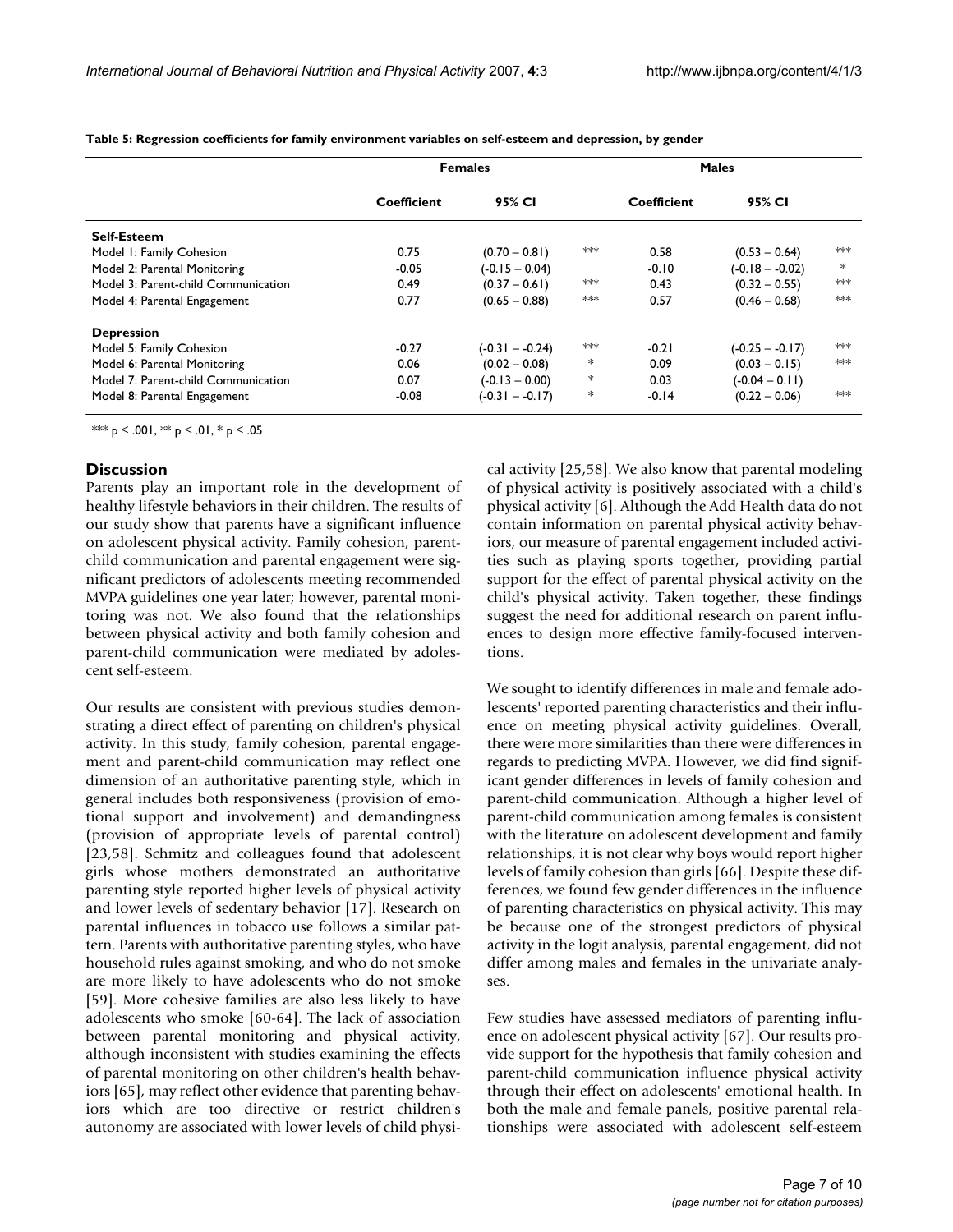**Table 5: Regression coefficients for family environment variables on self-esteem and depression, by gender**

| | Females | | | Males | | |
|---|---|---|---|---|---|---|
| | Coefficient | 95% CI | | Coefficient | 95% CI | |
| **Self-Esteem** | | | | | | |
| Model 1: Family Cohesion | 0.75 | (0.70 – 0.81) | *** | 0.58 | (0.53 – 0.64) | *** |
| Model 2: Parental Monitoring | -0.05 | (-0.15 – 0.04) | | -0.10 | (-0.18 – -0.02) | * |
| Model 3: Parent-child Communication | 0.49 | (0.37 – 0.61) | *** | 0.43 | (0.32 – 0.55) | *** |
| Model 4: Parental Engagement | 0.77 | (0.65 – 0.88) | *** | 0.57 | (0.46 – 0.68) | *** |
| **Depression** | | | | | | |
| Model 5: Family Cohesion | -0.27 | (-0.31 – -0.24) | *** | -0.21 | (-0.25 – -0.17) | *** |
| Model 6: Parental Monitoring | 0.06 | (0.02 – 0.08) | * | 0.09 | (0.03 – 0.15) | *** |
| Model 7: Parent-child Communication | 0.07 | (-0.13 – 0.00) | * | 0.03 | (-0.04 – 0.11) | |
| Model 8: Parental Engagement | -0.08 | (-0.31 – -0.17) | * | -0.14 | (0.22 – 0.06) | *** |

*** p ≤ .001, ** p ≤ .01, * p ≤ .05

## Discussion

Parents play an important role in the development of healthy lifestyle behaviors in their children. The results of our study show that parents have a significant influence on adolescent physical activity. Family cohesion, parent-child communication and parental engagement were significant predictors of adolescents meeting recommended MVPA guidelines one year later; however, parental monitoring was not. We also found that the relationships between physical activity and both family cohesion and parent-child communication were mediated by adolescent self-esteem.

Our results are consistent with previous studies demonstrating a direct effect of parenting on children's physical activity. In this study, family cohesion, parental engagement and parent-child communication may reflect one dimension of an authoritative parenting style, which in general includes both responsiveness (provision of emotional support and involvement) and demandingness (provision of appropriate levels of parental control) [23,58]. Schmitz and colleagues found that adolescent girls whose mothers demonstrated an authoritative parenting style reported higher levels of physical activity and lower levels of sedentary behavior [17]. Research on parental influences in tobacco use follows a similar pattern. Parents with authoritative parenting styles, who have household rules against smoking, and who do not smoke are more likely to have adolescents who do not smoke [59]. More cohesive families are also less likely to have adolescents who smoke [60-64]. The lack of association between parental monitoring and physical activity, although inconsistent with studies examining the effects of parental monitoring on other children's health behaviors [65], may reflect other evidence that parenting behaviors which are too directive or restrict children's autonomy are associated with lower levels of child physical activity [25,58]. We also know that parental modeling of physical activity is positively associated with a child's physical activity [6]. Although the Add Health data do not contain information on parental physical activity behaviors, our measure of parental engagement included activities such as playing sports together, providing partial support for the effect of parental physical activity on the child's physical activity. Taken together, these findings suggest the need for additional research on parent influences to design more effective family-focused interventions.

We sought to identify differences in male and female adolescents' reported parenting characteristics and their influence on meeting physical activity guidelines. Overall, there were more similarities than there were differences in regards to predicting MVPA. However, we did find significant gender differences in levels of family cohesion and parent-child communication. Although a higher level of parent-child communication among females is consistent with the literature on adolescent development and family relationships, it is not clear why boys would report higher levels of family cohesion than girls [66]. Despite these differences, we found few gender differences in the influence of parenting characteristics on physical activity. This may be because one of the strongest predictors of physical activity in the logit analysis, parental engagement, did not differ among males and females in the univariate analyses.

Few studies have assessed mediators of parenting influence on adolescent physical activity [67]. Our results provide support for the hypothesis that family cohesion and parent-child communication influence physical activity through their effect on adolescents' emotional health. In both the male and female panels, positive parental relationships were associated with adolescent self-esteem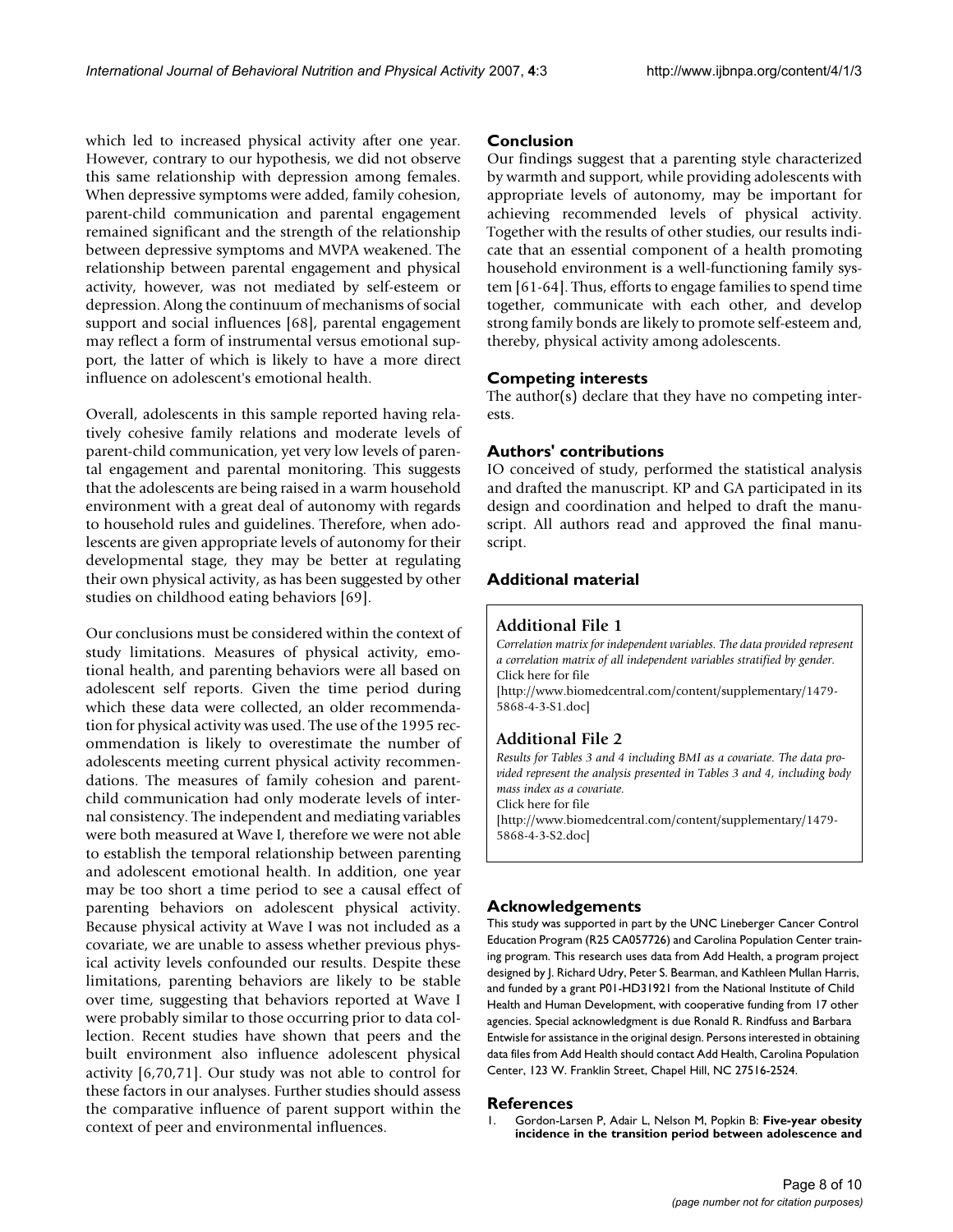which led to increased physical activity after one year. However, contrary to our hypothesis, we did not observe this same relationship with depression among females. When depressive symptoms were added, family cohesion, parent-child communication and parental engagement remained significant and the strength of the relationship between depressive symptoms and MVPA weakened. The relationship between parental engagement and physical activity, however, was not mediated by self-esteem or depression. Along the continuum of mechanisms of social support and social influences [68], parental engagement may reflect a form of instrumental versus emotional support, the latter of which is likely to have a more direct influence on adolescent's emotional health.

Overall, adolescents in this sample reported having relatively cohesive family relations and moderate levels of parent-child communication, yet very low levels of parental engagement and parental monitoring. This suggests that the adolescents are being raised in a warm household environment with a great deal of autonomy with regards to household rules and guidelines. Therefore, when adolescents are given appropriate levels of autonomy for their developmental stage, they may be better at regulating their own physical activity, as has been suggested by other studies on childhood eating behaviors [69].

Our conclusions must be considered within the context of study limitations. Measures of physical activity, emotional health, and parenting behaviors were all based on adolescent self reports. Given the time period during which these data were collected, an older recommendation for physical activity was used. The use of the 1995 recommendation is likely to overestimate the number of adolescents meeting current physical activity recommendations. The measures of family cohesion and parent-child communication had only moderate levels of internal consistency. The independent and mediating variables were both measured at Wave I, therefore we were not able to establish the temporal relationship between parenting and adolescent emotional health. In addition, one year may be too short a time period to see a causal effect of parenting behaviors on adolescent physical activity. Because physical activity at Wave I was not included as a covariate, we are unable to assess whether previous physical activity levels confounded our results. Despite these limitations, parenting behaviors are likely to be stable over time, suggesting that behaviors reported at Wave I were probably similar to those occurring prior to data collection. Recent studies have shown that peers and the built environment also influence adolescent physical activity [6,70,71]. Our study was not able to control for these factors in our analyses. Further studies should assess the comparative influence of parent support within the context of peer and environmental influences.

## Conclusion

Our findings suggest that a parenting style characterized by warmth and support, while providing adolescents with appropriate levels of autonomy, may be important for achieving recommended levels of physical activity. Together with the results of other studies, our results indicate that an essential component of a health promoting household environment is a well-functioning family system [61-64]. Thus, efforts to engage families to spend time together, communicate with each other, and develop strong family bonds are likely to promote self-esteem and, thereby, physical activity among adolescents.

## Competing interests

The author(s) declare that they have no competing interests.

## Authors' contributions

IO conceived of study, performed the statistical analysis and drafted the manuscript. KP and GA participated in its design and coordination and helped to draft the manuscript. All authors read and approved the final manuscript.

## Additional material

### Additional File 1

*Correlation matrix for independent variables. The data provided represent a correlation matrix of all independent variables stratified by gender.*
Click here for file
[http://www.biomedcentral.com/content/supplementary/1479-5868-4-3-S1.doc]

### Additional File 2

*Results for Tables 3 and 4 including BMI as a covariate. The data provided represent the analysis presented in Tables 3 and 4, including body mass index as a covariate.*
Click here for file
[http://www.biomedcentral.com/content/supplementary/1479-5868-4-3-S2.doc]

## Acknowledgements

This study was supported in part by the UNC Lineberger Cancer Control Education Program (R25 CA057726) and Carolina Population Center training program. This research uses data from Add Health, a program project designed by J. Richard Udry, Peter S. Bearman, and Kathleen Mullan Harris, and funded by a grant P01-HD31921 from the National Institute of Child Health and Human Development, with cooperative funding from 17 other agencies. Special acknowledgment is due Ronald R. Rindfuss and Barbara Entwisle for assistance in the original design. Persons interested in obtaining data files from Add Health should contact Add Health, Carolina Population Center, 123 W. Franklin Street, Chapel Hill, NC 27516-2524.

## References

1. Gordon-Larsen P, Adair L, Nelson M, Popkin B: **Five-year obesity incidence in the transition period between adolescence and**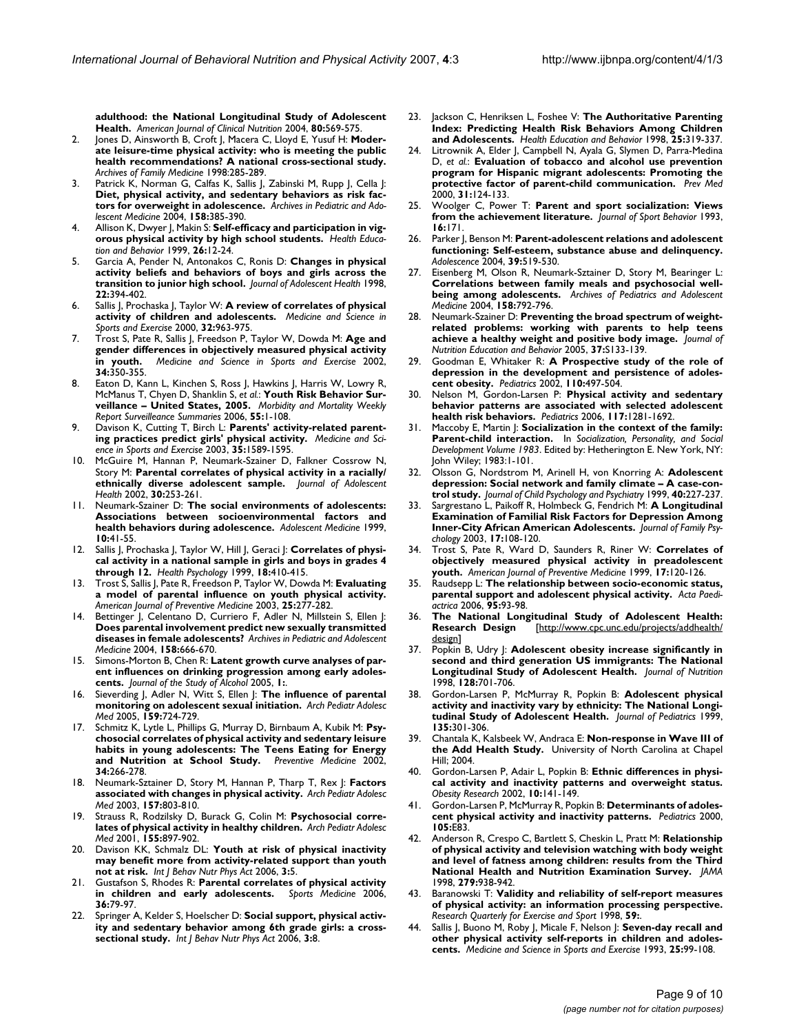**adulthood: the National Longitudinal Study of Adolescent Health.** *American Journal of Clinical Nutrition* 2004, **80:**569-575.

2. Jones D, Ainsworth B, Croft J, Macera C, Lloyd E, Yusuf H: **Moderate leisure-time physical activity: who is meeting the public health recommendations? A national cross-sectional study.** *Archives of Family Medicine* 1998:285-289.
3. Patrick K, Norman G, Calfas K, Sallis J, Zabinski M, Rupp J, Cella J: **Diet, physical activity, and sedentary behaviors as risk factors for overweight in adolescence.** *Archives in Pediatric and Adolescent Medicine* 2004, **158:**385-390.
4. Allison K, Dwyer J, Makin S: **Self-efficacy and participation in vigorous physical activity by high school students.** *Health Education and Behavior* 1999, **26:**12-24.
5. Garcia A, Pender N, Antonakos C, Ronis D: **Changes in physical activity beliefs and behaviors of boys and girls across the transition to junior high school.** *Journal of Adolescent Health* 1998, **22:**394-402.
6. Sallis J, Prochaska J, Taylor W: **A review of correlates of physical activity of children and adolescents.** *Medicine and Science in Sports and Exercise* 2000, **32:**963-975.
7. Trost S, Pate R, Sallis J, Freedson P, Taylor W, Dowda M: **Age and gender differences in objectively measured physical activity in youth.** *Medicine and Science in Sports and Exercise* 2002, **34:**350-355.
8. Eaton D, Kann L, Kinchen S, Ross J, Hawkins J, Harris W, Lowry R, McManus T, Chyen D, Shanklin S, *et al.*: **Youth Risk Behavior Surveillance – United States, 2005.** *Morbidity and Mortality Weekly Report Surveilleance Summaries* 2006, **55:**1-108.
9. Davison K, Cutting T, Birch L: **Parents' activity-related parenting practices predict girls' physical activity.** *Medicine and Science in Sports and Exercise* 2003, **35:**1589-1595.
10. McGuire M, Hannan P, Neumark-Szainer D, Falkner Cossrow N, Story M: **Parental correlates of physical activity in a racially/ ethnically diverse adolescent sample.** *Journal of Adolescent Health* 2002, **30:**253-261.
11. Neumark-Szainer D: **The social environments of adolescents: Associations between socioenvironmental factors and health behaviors during adolescence.** *Adolescent Medicine* 1999, **10:**41-55.
12. Sallis J, Prochaska J, Taylor W, Hill J, Geraci J: **Correlates of physical activity in a national sample in girls and boys in grades 4 through 12.** *Health Psychology* 1999, **18:**410-415.
13. Trost S, Sallis J, Pate R, Freedson P, Taylor W, Dowda M: **Evaluating a model of parental influence on youth physical activity.** *American Journal of Preventive Medicine* 2003, **25:**277-282.
14. Bettinger J, Celentano D, Curriero F, Adler N, Millstein S, Ellen J: **Does parental involvement predict new sexually transmitted diseases in female adolescents?** *Archives in Pediatric and Adolescent Medicine* 2004, **158:**666-670.
15. Simons-Morton B, Chen R: **Latent growth curve analyses of parent influences on drinking progression among early adolescents.** *Journal of the Study of Alcohol* 2005, **1:**.
16. Sieverding J, Adler N, Witt S, Ellen J: **The influence of parental monitoring on adolescent sexual initiation.** *Arch Pediatr Adolesc Med* 2005, **159:**724-729.
17. Schmitz K, Lytle L, Phillips G, Murray D, Birnbaum A, Kubik M: **Psychosocial correlates of physical activity and sedentary leisure habits in young adolescents: The Teens Eating for Energy and Nutrition at School Study.** *Preventive Medicine* 2002, **34:**266-278.
18. Neumark-Sztainer D, Story M, Hannan P, Tharp T, Rex J: **Factors associated with changes in physical activity.** *Arch Pediatr Adolesc Med* 2003, **157:**803-810.
19. Strauss R, Rodzilsky D, Burack G, Colin M: **Psychosocial correlates of physical activity in healthy children.** *Arch Pediatr Adolesc Med* 2001, **155:**897-902.
20. Davison KK, Schmalz DL: **Youth at risk of physical inactivity may benefit more from activity-related support than youth not at risk.** *Int J Behav Nutr Phys Act* 2006, **3:**5.
21. Gustafson S, Rhodes R: **Parental correlates of physical activity in children and early adolescents.** *Sports Medicine* 2006, **36:**79-97.
22. Springer A, Kelder S, Hoelscher D: **Social support, physical activity and sedentary behavior among 6th grade girls: a cross-sectional study.** *Int J Behav Nutr Phys Act* 2006, **3:**8.
23. Jackson C, Henriksen L, Foshee V: **The Authoritative Parenting Index: Predicting Health Risk Behaviors Among Children and Adolescents.** *Health Education and Behavior* 1998, **25:**319-337.
24. Litrownik A, Elder J, Campbell N, Ayala G, Slymen D, Parra-Medina D, *et al.*: **Evaluation of tobacco and alcohol use prevention program for Hispanic migrant adolescents: Promoting the protective factor of parent-child communication.** *Prev Med* 2000, **31:**124-133.
25. Woolger C, Power T: **Parent and sport socialization: Views from the achievement literature.** *Journal of Sport Behavior* 1993, **16:**171.
26. Parker J, Benson M: **Parent-adolescent relations and adolescent functioning: Self-esteem, substance abuse and delinquency.** *Adolescence* 2004, **39:**519-530.
27. Eisenberg M, Olson R, Neumark-Sztainer D, Story M, Bearinger L: **Correlations between family meals and psychosocial well-being among adolescents.** *Archives of Pediatrics and Adolescent Medicine* 2004, **158:**792-796.
28. Neumark-Szainer D: **Preventing the broad spectrum of weight-related problems: working with parents to help teens achieve a healthy weight and positive body image.** *Journal of Nutrition Education and Behavior* 2005, **37:**S133-139.
29. Goodman E, Whitaker R: **A Prospective study of the role of depression in the development and persistence of adolescent obesity.** *Pediatrics* 2002, **110:**497-504.
30. Nelson M, Gordon-Larsen P: **Physical activity and sedentary behavior patterns are associated with selected adolescent health risk behaviors.** *Pediatrics* 2006, **117:**1281-1692.
31. Maccoby E, Martin J: **Socialization in the context of the family: Parent-child interaction.** In *Socialization, Personality, and Social Development Volume 1983*. Edited by: Hetherington E. New York, NY: John Wiley; 1983:1-101.
32. Olsson G, Nordstrom M, Arinell H, von Knorring A: **Adolescent depression: Social network and family climate – A case-control study.** *Journal of Child Psychology and Psychiatry* 1999, **40:**227-237.
33. Sargrestano L, Paikoff R, Holmbeck G, Fendrich M: **A Longitudinal Examination of Familial Risk Factors for Depression Among Inner-City African American Adolescents.** *Journal of Family Psychology* 2003, **17:**108-120.
34. Trost S, Pate R, Ward D, Saunders R, Riner W: **Correlates of objectively measured physical activity in preadolescent youth.** *American Journal of Preventive Medicine* 1999, **17:**120-126.
35. Raudsepp L: **The relationship between socio-economic status, parental support and adolescent physical activity.** *Acta Paediactrica* 2006, **95:**93-98.
36. **The National Longitudinal Study of Adolescent Health: Research Design** [http://www.cpc.unc.edu/projects/addhealth/design]
37. Popkin B, Udry J: **Adolescent obesity increase significantly in second and third generation US immigrants: The National Longitudinal Study of Adolescent Health.** *Journal of Nutrition* 1998, **128:**701-706.
38. Gordon-Larsen P, McMurray R, Popkin B: **Adolescent physical activity and inactivity vary by ethnicity: The National Longitudinal Study of Adolescent Health.** *Journal of Pediatrics* 1999, **135:**301-306.
39. Chantala K, Kalsbeek W, Andraca E: **Non-response in Wave III of the Add Health Study.** University of North Carolina at Chapel Hill; 2004.
40. Gordon-Larsen P, Adair L, Popkin B: **Ethnic differences in physical activity and inactivity patterns and overweight status.** *Obesity Research* 2002, **10:**141-149.
41. Gordon-Larsen P, McMurray R, Popkin B: **Determinants of adolescent physical activity and inactivity patterns.** *Pediatrics* 2000, **105:**E83.
42. Anderson R, Crespo C, Bartlett S, Cheskin L, Pratt M: **Relationship of physical activity and television watching with body weight and level of fatness among children: results from the Third National Health and Nutrition Examination Survey.** *JAMA* 1998, **279:**938-942.
43. Baranowski T: **Validity and reliability of self-report measures of physical activity: an information processing perspective.** *Research Quarterly for Exercise and Sport* 1998, **59:**.
44. Sallis J, Buono M, Roby J, Micale F, Nelson J: **Seven-day recall and other physical activity self-reports in children and adolescents.** *Medicine and Science in Sports and Exercise* 1993, **25:**99-108.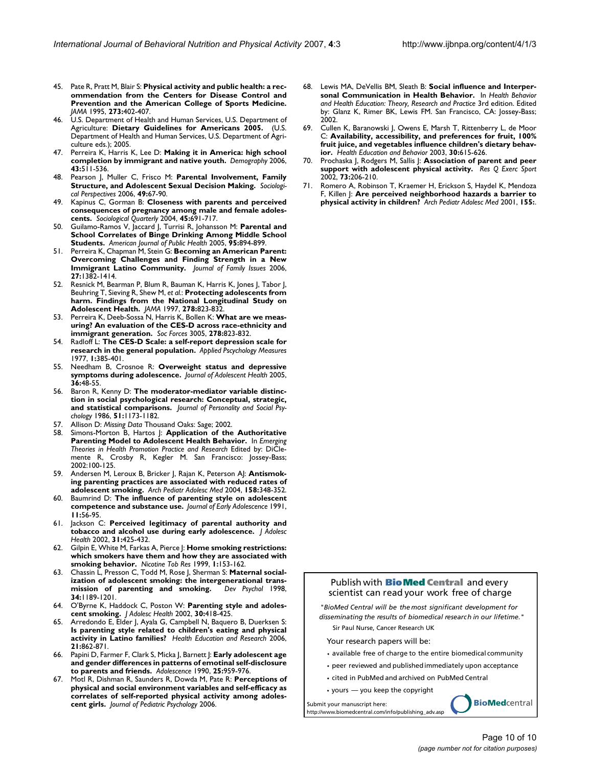45. Pate R, Pratt M, Blair S: **Physical activity and public health: a recommendation from the Centers for Disease Control and Prevention and the American College of Sports Medicine.** *JAMA* 1995, **273:**402-407.
46. U.S. Department of Health and Human Services, U.S. Department of Agriculture: **Dietary Guidelines for Americans 2005.** (U.S. Department of Health and Human Services, U.S. Department of Agriculture eds.); 2005.
47. Perreira K, Harris K, Lee D: **Making it in America: high school completion by immigrant and native youth.** *Demography* 2006, **43:**511-536.
48. Pearson J, Muller C, Frisco M: **Parental Involvement, Family Structure, and Adolescent Sexual Decision Making.** *Sociological Perspectives* 2006, **49:**67-90.
49. Kapinus C, Gorman B: **Closeness with parents and perceived consequences of pregnancy among male and female adolescents.** *Sociological Quarterly* 2004, **45:**691-717.
50. Guilamo-Ramos V, Jaccard J, Turrisi R, Johansson M: **Parental and School Correlates of Binge Drinking Among Middle School Students.** *American Journal of Public Health* 2005, **95:**894-899.
51. Perreira K, Chapman M, Stein G: **Becoming an American Parent: Overcoming Challenges and Finding Strength in a New Immigrant Latino Community.** *Journal of Family Issues* 2006, **27:**1382-1414.
52. Resnick M, Bearman P, Blum R, Bauman K, Harris K, Jones J, Tabor J, Beuhring T, Sieving R, Shew M, *et al.*: **Protecting adolescents from harm. Findings from the National Longitudinal Study on Adolescent Health.** *JAMA* 1997, **278:**823-832.
53. Perreira K, Deeb-Sossa N, Harris K, Bollen K: **What are we measuring? An evaluation of the CES-D across race-ethnicity and immigrant generation.** *Soc Forces* 3005, **278:**823-832.
54. Radloff L: **The CES-D Scale: a self-report depression scale for research in the general population.** *Applied Pscychology Measures* 1977, **1:**385-401.
55. Needham B, Crosnoe R: **Overweight status and depressive symptoms during adolescence.** *Journal of Adolescent Health* 2005, **36:**48-55.
56. Baron R, Kenny D: **The moderator-mediator variable distinction in social psychological research: Conceptual, strategic, and statistical comparisons.** *Journal of Personality and Social Psychology* 1986, **51:**1173-1182.
57. Allison D: *Missing Data* Thousand Oaks: Sage; 2002.
58. Simons-Morton B, Hartos J: **Application of the Authoritative Parenting Model to Adolescent Health Behavior.** In *Emerging Theories in Health Promotion Practice and Research* Edited by: DiClemente R, Crosby R, Kegler M. San Francisco: Jossey-Bass; 2002:100-125.
59. Andersen M, Leroux B, Bricker J, Rajan K, Peterson AJ: **Antismoking parenting practices are associated with reduced rates of adolescent smoking.** *Arch Pediatr Adolesc Med* 2004, **158:**348-352.
60. Baumrind D: **The influence of parenting style on adolescent competence and substance use.** *Journal of Early Adolescence* 1991, **11:**56-95.
61. Jackson C: **Perceived legitimacy of parental authority and tobacco and alcohol use during early adolescence.** *J Adolesc Health* 2002, **31:**425-432.
62. Gilpin E, White M, Farkas A, Pierce J: **Home smoking restrictions: which smokers have them and how they are associated with smoking behavior.** *Nicotine Tob Res* 1999, **1:**153-162.
63. Chassin L, Presson C, Todd M, Rose J, Sherman S: **Maternal socialization of adolescent smoking: the intergenerational transmission of parenting and smoking.** *Dev Psychol* 1998, **34:**1189-1201.
64. O'Byrne K, Haddock C, Poston W: **Parenting style and adolescent smoking.** *J Adolesc Health* 2002, **30:**418-425.
65. Arredondo E, Elder J, Ayala G, Campbell N, Baquero B, Duerksen S: **Is parenting style related to children's eating and physical activity in Latino families?** *Health Education and Research* 2006, **21:**862-871.
66. Papini D, Farmer F, Clark S, Micka J, Barnett J: **Early adolescent age and gender differences in patterns of emotinal self-disclosure to parents and friends.** *Adolescence* 1990, **25:**959-976.
67. Motl R, Dishman R, Saunders R, Dowda M, Pate R: **Perceptions of physical and social environment variables and self-efficacy as correlates of self-reported physical activity among adolescent girls.** *Journal of Pediatric Psychology* 2006.
68. Lewis MA, DeVellis BM, Sleath B: **Social influence and Interpersonal Communication in Health Behavior.** In *Health Behavior and Health Education: Theory, Research and Practice* 3rd edition. Edited by: Glanz K, Rimer BK, Lewis FM. San Francisco, CA: Jossey-Bass; 2002.
69. Cullen K, Baranowski J, Owens E, Marsh T, Rittenberry L, de Moor C: **Availability, accessibility, and preferences for fruit, 100% fruit juice, and vegetables influence children's dietary behavior.** *Health Education and Behavior* 2003, **30:**615-626.
70. Prochaska J, Rodgers M, Sallis J: **Association of parent and peer support with adolescent physical activity.** *Res Q Exerc Sport* 2002, **73:**206-210.
71. Romero A, Robinson T, Kraemer H, Erickson S, Haydel K, Mendoza F, Killen J: **Are perceived neighborhood hazards a barrier to physical activity in children?** *Arch Pediatr Adolesc Med* 2001, **155:**.

Publish with **BioMed Central** and every scientist can read your work free of charge

*"BioMed Central will be the most significant development for disseminating the results of biomedical research in our lifetime."*

Sir Paul Nurse, Cancer Research UK

Your research papers will be:

- available free of charge to the entire biomedical community
- peer reviewed and published immediately upon acceptance
- cited in PubMed and archived on PubMed Central
- yours — you keep the copyright

Submit your manuscript here:
http://www.biomedcentral.com/info/publishing_adv.asp

**BioMed**central